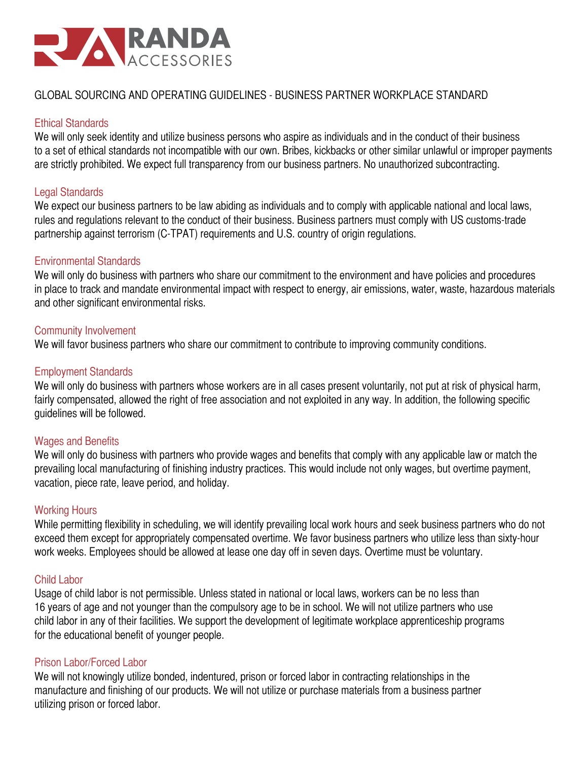# RANDA ACCESSORIES

## GLOBAL SOURCING AND OPERATING GUIDELINES - BUSINESS PARTNER WORKPLACE STANDARD

### Ethical Standards

We will only seek identity and utilize business persons who aspire as individuals and in the conduct of their business to a set of ethical standards not incompatible with our own. Bribes, kickbacks or other similar unlawful or improper payments are strictly prohibited. We expect full transparency from our business partners. No unauthorized subcontracting.

### Legal Standards

We expect our business partners to be law abiding as individuals and to comply with applicable national and local laws, rules and regulations relevant to the conduct of their business. Business partners must comply with US customs-trade partnership against terrorism (C-TPAT) requirements and U.S. country of origin regulations.

### Environmental Standards

We will only do business with partners who share our commitment to the environment and have policies and procedures in place to track and mandate environmental impact with respect to energy, air emissions, water, waste, hazardous materials and other significant environmental risks.

### Community Involvement

We will favor business partners who share our commitment to contribute to improving community conditions.

### Employment Standards

We will only do business with partners whose workers are in all cases present voluntarily, not put at risk of physical harm, fairly compensated, allowed the right of free association and not exploited in any way. In addition, the following specific guidelines will be followed.

### Wages and Benefits

We will only do business with partners who provide wages and benefits that comply with any applicable law or match the prevailing local manufacturing of finishing industry practices. This would include not only wages, but overtime payment, vacation, piece rate, leave period, and holiday.

### Working Hours

While permitting flexibility in scheduling, we will identify prevailing local work hours and seek business partners who do not exceed them except for appropriately compensated overtime. We favor business partners who utilize less than sixty-hour work weeks. Employees should be allowed at lease one day off in seven days. Overtime must be voluntary.

### Child Labor

Usage of child labor is not permissible. Unless stated in national or local laws, workers can be no less than 16 years of age and not younger than the compulsory age to be in school. We will not utilize partners who use child labor in any of their facilities. We support the development of legitimate workplace apprenticeship programs for the educational benefit of younger people.

### Prison Labor/Forced Labor

We will not knowingly utilize bonded, indentured, prison or forced labor in contracting relationships in the manufacture and finishing of our products. We will not utilize or purchase materials from a business partner utilizing prison or forced labor.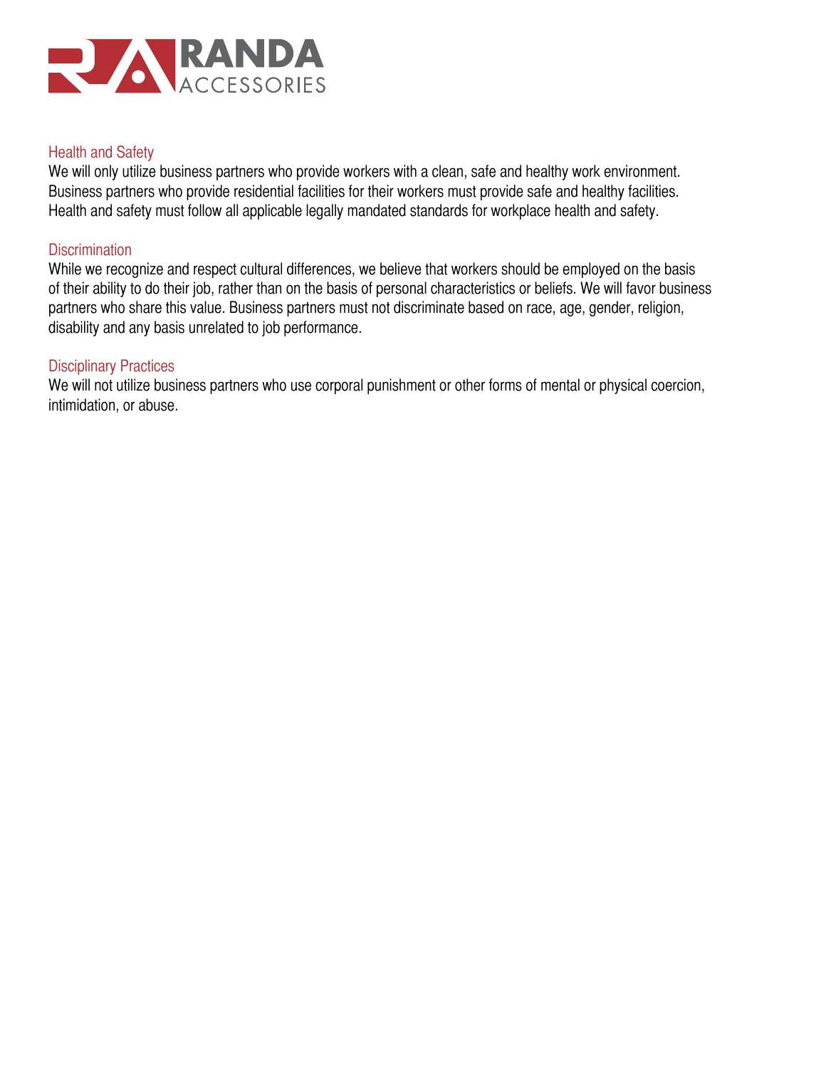## Health and Safety

We will only utilize business partners who provide workers with a clean, safe and healthy work environment. Business partners who provide residential facilities for their workers must provide safe and healthy facilities. Health and safety must follow all applicable legally mandated standards for workplace health and safety.

## Discrimination

While we recognize and respect cultural differences, we believe that workers should be employed on the basis of their ability to do their job, rather than on the basis of personal characteristics or beliefs. We will favor business partners who share this value. Business partners must not discriminate based on race, age, gender, religion, disability and any basis unrelated to job performance.

## Disciplinary Practices

We will not utilize business partners who use corporal punishment or other forms of mental or physical coercion, intimidation, or abuse.